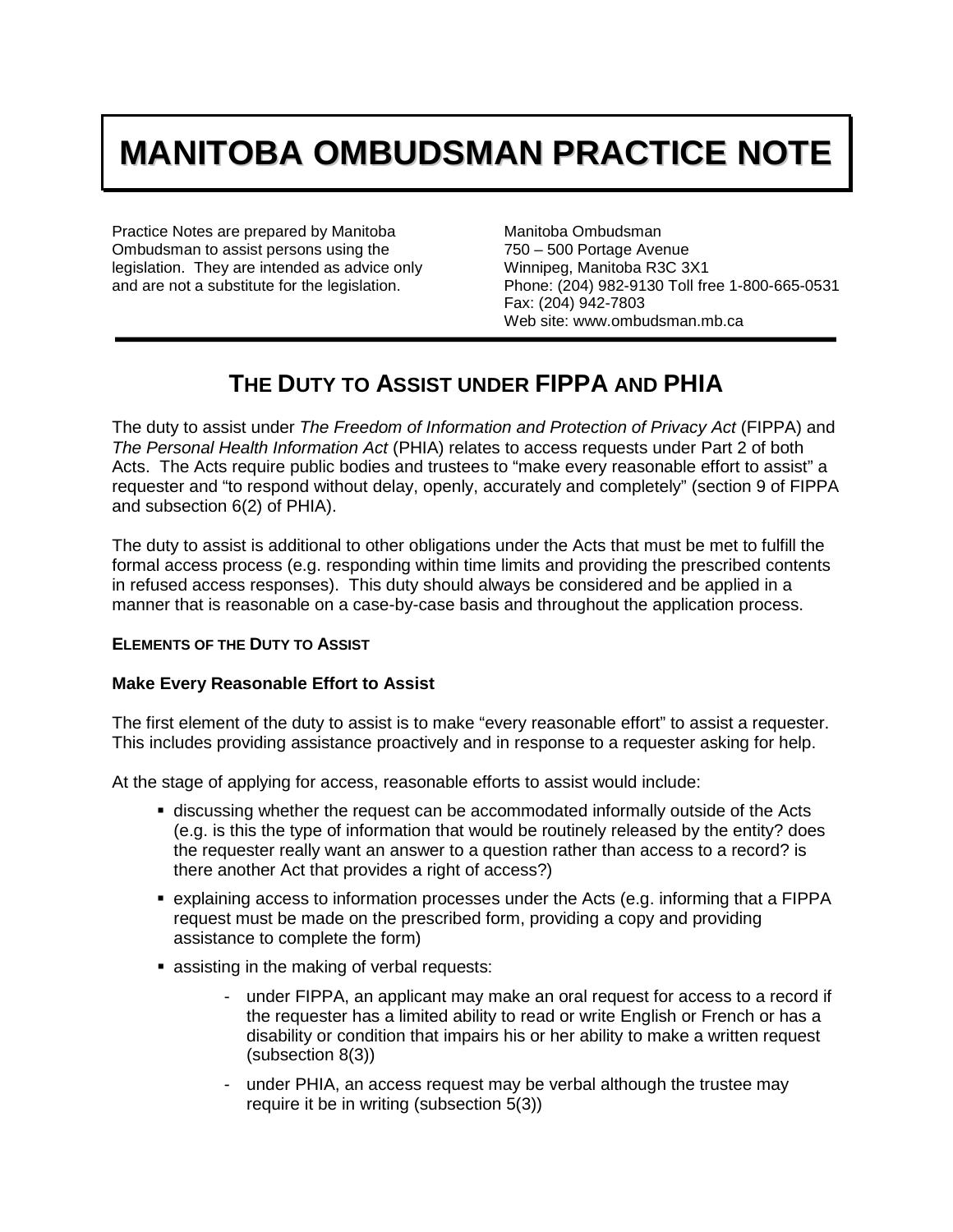# MANITOBA OMBUDSMAN PRACTICE NOTE

Practice Notes are prepared by Manitoba Ombudsman to assist persons using the legislation. They are intended as advice only and are not a substitute for the legislation.

Manitoba Ombudsman
750 – 500 Portage Avenue
Winnipeg, Manitoba R3C 3X1
Phone: (204) 982-9130 Toll free 1-800-665-0531
Fax: (204) 942-7803
Web site: www.ombudsman.mb.ca

## THE DUTY TO ASSIST UNDER FIPPA AND PHIA

The duty to assist under *The Freedom of Information and Protection of Privacy Act* (FIPPA) and *The Personal Health Information Act* (PHIA) relates to access requests under Part 2 of both Acts. The Acts require public bodies and trustees to "make every reasonable effort to assist" a requester and "to respond without delay, openly, accurately and completely" (section 9 of FIPPA and subsection 6(2) of PHIA).

The duty to assist is additional to other obligations under the Acts that must be met to fulfill the formal access process (e.g. responding within time limits and providing the prescribed contents in refused access responses). This duty should always be considered and be applied in a manner that is reasonable on a case-by-case basis and throughout the application process.

### ELEMENTS OF THE DUTY TO ASSIST

#### Make Every Reasonable Effort to Assist

The first element of the duty to assist is to make "every reasonable effort" to assist a requester. This includes providing assistance proactively and in response to a requester asking for help.

At the stage of applying for access, reasonable efforts to assist would include:

- discussing whether the request can be accommodated informally outside of the Acts (e.g. is this the type of information that would be routinely released by the entity? does the requester really want an answer to a question rather than access to a record? is there another Act that provides a right of access?)
- explaining access to information processes under the Acts (e.g. informing that a FIPPA request must be made on the prescribed form, providing a copy and providing assistance to complete the form)
- assisting in the making of verbal requests:
  - under FIPPA, an applicant may make an oral request for access to a record if the requester has a limited ability to read or write English or French or has a disability or condition that impairs his or her ability to make a written request (subsection 8(3))
  - under PHIA, an access request may be verbal although the trustee may require it be in writing (subsection 5(3))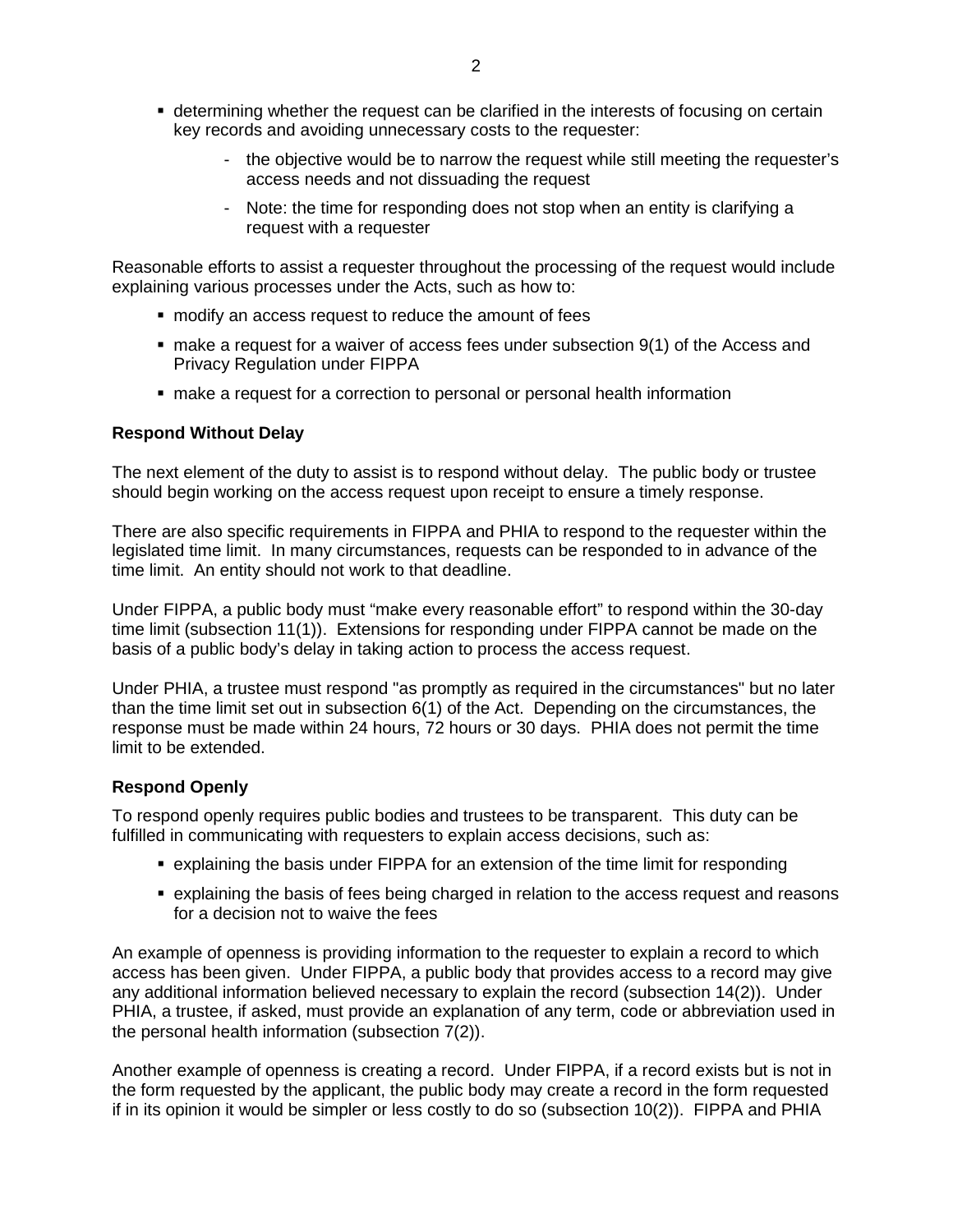- determining whether the request can be clarified in the interests of focusing on certain key records and avoiding unnecessary costs to the requester:
  - the objective would be to narrow the request while still meeting the requester's access needs and not dissuading the request
  - Note: the time for responding does not stop when an entity is clarifying a request with a requester

Reasonable efforts to assist a requester throughout the processing of the request would include explaining various processes under the Acts, such as how to:

- modify an access request to reduce the amount of fees
- make a request for a waiver of access fees under subsection 9(1) of the Access and Privacy Regulation under FIPPA
- make a request for a correction to personal or personal health information

**Respond Without Delay**

The next element of the duty to assist is to respond without delay. The public body or trustee should begin working on the access request upon receipt to ensure a timely response.

There are also specific requirements in FIPPA and PHIA to respond to the requester within the legislated time limit. In many circumstances, requests can be responded to in advance of the time limit. An entity should not work to that deadline.

Under FIPPA, a public body must "make every reasonable effort" to respond within the 30-day time limit (subsection 11(1)). Extensions for responding under FIPPA cannot be made on the basis of a public body's delay in taking action to process the access request.

Under PHIA, a trustee must respond "as promptly as required in the circumstances" but no later than the time limit set out in subsection 6(1) of the Act. Depending on the circumstances, the response must be made within 24 hours, 72 hours or 30 days. PHIA does not permit the time limit to be extended.

**Respond Openly**

To respond openly requires public bodies and trustees to be transparent. This duty can be fulfilled in communicating with requesters to explain access decisions, such as:

- explaining the basis under FIPPA for an extension of the time limit for responding
- explaining the basis of fees being charged in relation to the access request and reasons for a decision not to waive the fees

An example of openness is providing information to the requester to explain a record to which access has been given. Under FIPPA, a public body that provides access to a record may give any additional information believed necessary to explain the record (subsection 14(2)). Under PHIA, a trustee, if asked, must provide an explanation of any term, code or abbreviation used in the personal health information (subsection 7(2)).

Another example of openness is creating a record. Under FIPPA, if a record exists but is not in the form requested by the applicant, the public body may create a record in the form requested if in its opinion it would be simpler or less costly to do so (subsection 10(2)). FIPPA and PHIA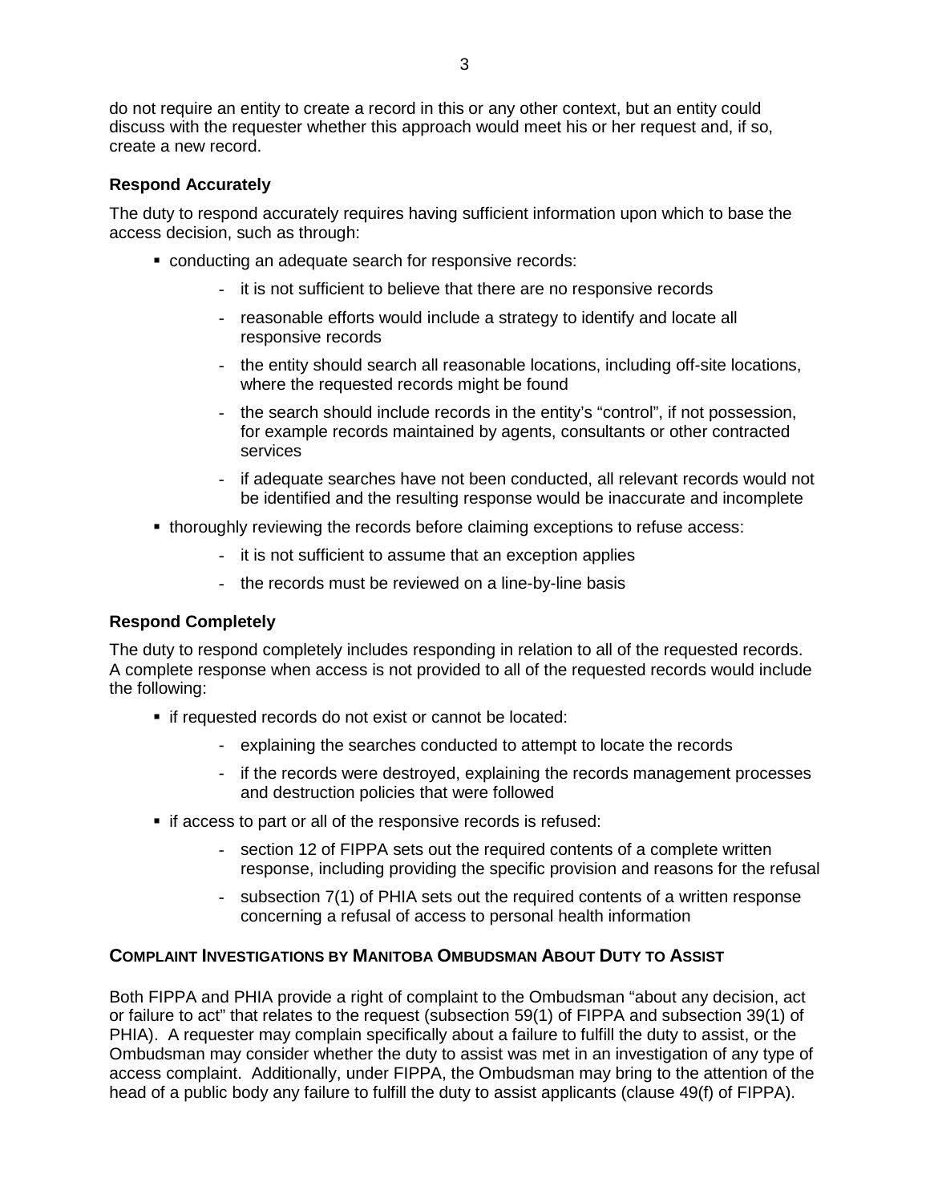do not require an entity to create a record in this or any other context, but an entity could discuss with the requester whether this approach would meet his or her request and, if so, create a new record.

### Respond Accurately

The duty to respond accurately requires having sufficient information upon which to base the access decision, such as through:

- conducting an adequate search for responsive records:
  - it is not sufficient to believe that there are no responsive records
  - reasonable efforts would include a strategy to identify and locate all responsive records
  - the entity should search all reasonable locations, including off-site locations, where the requested records might be found
  - the search should include records in the entity's "control", if not possession, for example records maintained by agents, consultants or other contracted services
  - if adequate searches have not been conducted, all relevant records would not be identified and the resulting response would be inaccurate and incomplete
- thoroughly reviewing the records before claiming exceptions to refuse access:
  - it is not sufficient to assume that an exception applies
  - the records must be reviewed on a line-by-line basis

### Respond Completely

The duty to respond completely includes responding in relation to all of the requested records. A complete response when access is not provided to all of the requested records would include the following:

- if requested records do not exist or cannot be located:
  - explaining the searches conducted to attempt to locate the records
  - if the records were destroyed, explaining the records management processes and destruction policies that were followed
- if access to part or all of the responsive records is refused:
  - section 12 of FIPPA sets out the required contents of a complete written response, including providing the specific provision and reasons for the refusal
  - subsection 7(1) of PHIA sets out the required contents of a written response concerning a refusal of access to personal health information

## Complaint Investigations by Manitoba Ombudsman About Duty to Assist

Both FIPPA and PHIA provide a right of complaint to the Ombudsman "about any decision, act or failure to act" that relates to the request (subsection 59(1) of FIPPA and subsection 39(1) of PHIA). A requester may complain specifically about a failure to fulfill the duty to assist, or the Ombudsman may consider whether the duty to assist was met in an investigation of any type of access complaint. Additionally, under FIPPA, the Ombudsman may bring to the attention of the head of a public body any failure to fulfill the duty to assist applicants (clause 49(f) of FIPPA).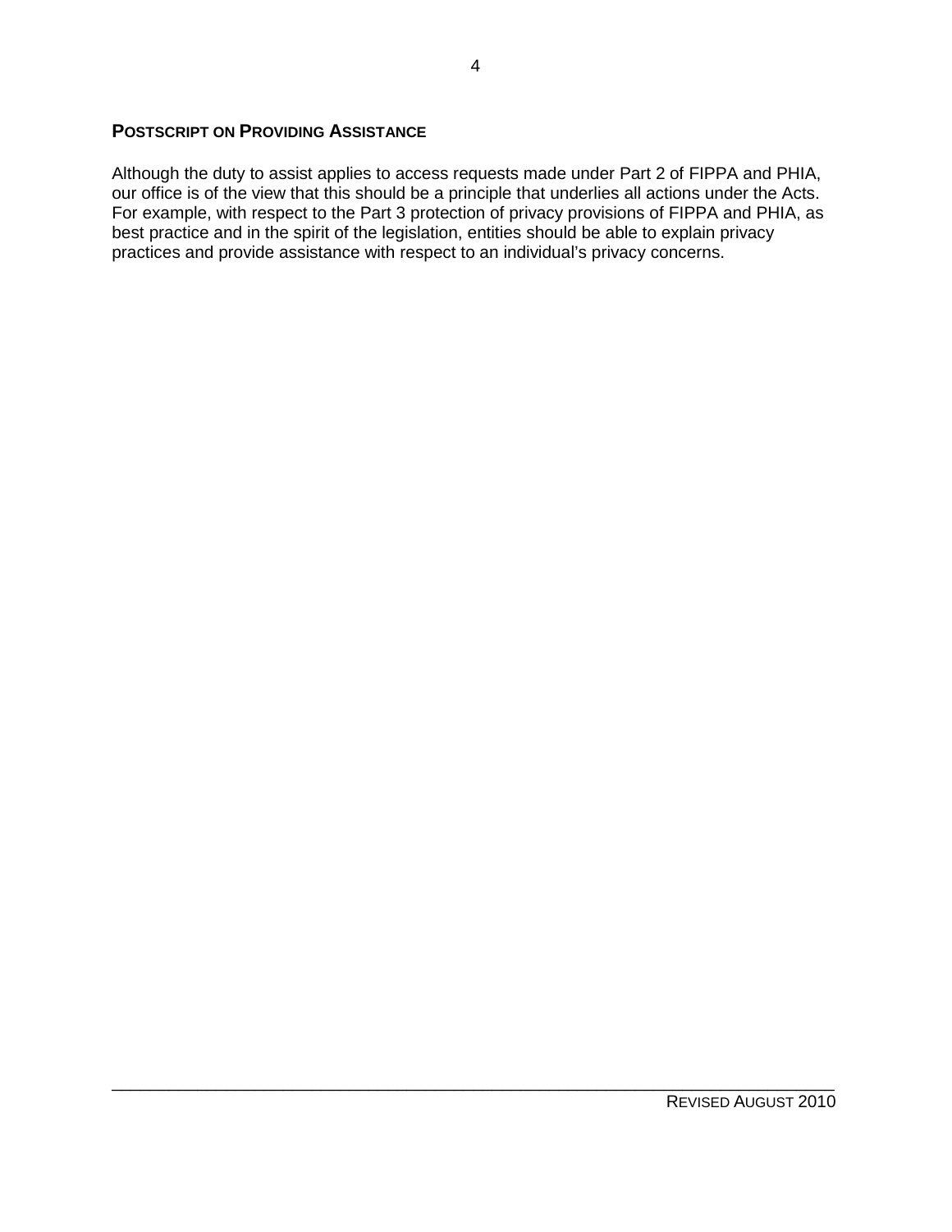## **POSTSCRIPT ON PROVIDING ASSISTANCE**

Although the duty to assist applies to access requests made under Part 2 of FIPPA and PHIA, our office is of the view that this should be a principle that underlies all actions under the Acts. For example, with respect to the Part 3 protection of privacy provisions of FIPPA and PHIA, as best practice and in the spirit of the legislation, entities should be able to explain privacy practices and provide assistance with respect to an individual's privacy concerns.